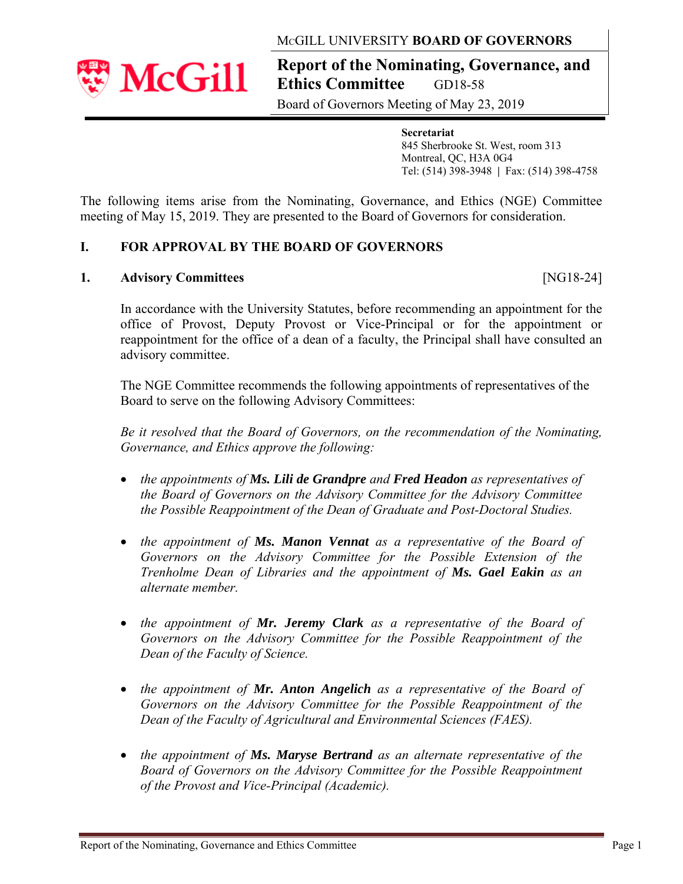McGILL UNIVERSITY **BOARD OF GOVERNORS**

# Report of the Nominating, Governance, and Ethics Committee GD18-58

Board of Governors Meeting of May 23, 2019

**Secretariat**
845 Sherbrooke St. West, room 313
Montreal, QC, H3A 0G4
Tel: (514) 398-3948 | Fax: (514) 398-4758

The following items arise from the Nominating, Governance, and Ethics (NGE) Committee meeting of May 15, 2019. They are presented to the Board of Governors for consideration.

## I. FOR APPROVAL BY THE BOARD OF GOVERNORS

### 1. Advisory Committees [NG18-24]

In accordance with the University Statutes, before recommending an appointment for the office of Provost, Deputy Provost or Vice-Principal or for the appointment or reappointment for the office of a dean of a faculty, the Principal shall have consulted an advisory committee.

The NGE Committee recommends the following appointments of representatives of the Board to serve on the following Advisory Committees:

*Be it resolved that the Board of Governors, on the recommendation of the Nominating, Governance, and Ethics approve the following:*

- *the appointments of* ***Ms. Lili de Grandpre*** *and* ***Fred Headon*** *as representatives of the Board of Governors on the Advisory Committee for the Advisory Committee the Possible Reappointment of the Dean of Graduate and Post-Doctoral Studies.*

- *the appointment of* ***Ms. Manon Vennat*** *as a representative of the Board of Governors on the Advisory Committee for the Possible Extension of the Trenholme Dean of Libraries and the appointment of* ***Ms. Gael Eakin*** *as an alternate member.*

- *the appointment of* ***Mr. Jeremy Clark*** *as a representative of the Board of Governors on the Advisory Committee for the Possible Reappointment of the Dean of the Faculty of Science.*

- *the appointment of* ***Mr. Anton Angelich*** *as a representative of the Board of Governors on the Advisory Committee for the Possible Reappointment of the Dean of the Faculty of Agricultural and Environmental Sciences (FAES).*

- *the appointment of* ***Ms. Maryse Bertrand*** *as an alternate representative of the Board of Governors on the Advisory Committee for the Possible Reappointment of the Provost and Vice-Principal (Academic).*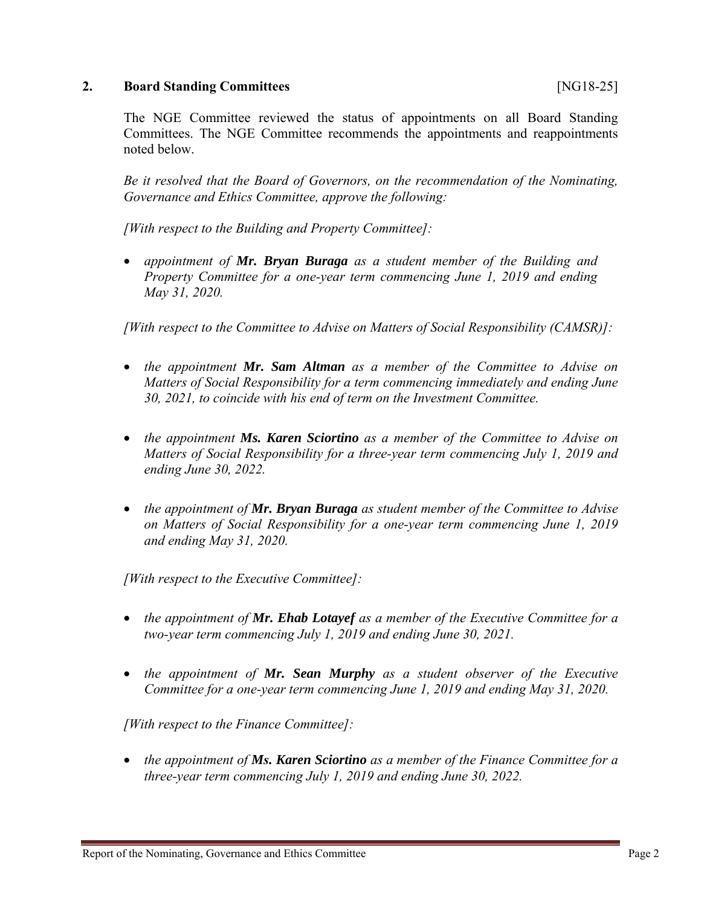## 2. Board Standing Committees [NG18-25]

The NGE Committee reviewed the status of appointments on all Board Standing Committees. The NGE Committee recommends the appointments and reappointments noted below.

*Be it resolved that the Board of Governors, on the recommendation of the Nominating, Governance and Ethics Committee, approve the following:*

*[With respect to the Building and Property Committee]:*

- *appointment of* ***Mr. Bryan Buraga*** *as a student member of the Building and Property Committee for a one-year term commencing June 1, 2019 and ending May 31, 2020.*

*[With respect to the Committee to Advise on Matters of Social Responsibility (CAMSR)]:*

- *the appointment* ***Mr. Sam Altman*** *as a member of the Committee to Advise on Matters of Social Responsibility for a term commencing immediately and ending June 30, 2021, to coincide with his end of term on the Investment Committee.*

- *the appointment* ***Ms. Karen Sciortino*** *as a member of the Committee to Advise on Matters of Social Responsibility for a three-year term commencing July 1, 2019 and ending June 30, 2022.*

- *the appointment of* ***Mr. Bryan Buraga*** *as student member of the Committee to Advise on Matters of Social Responsibility for a one-year term commencing June 1, 2019 and ending May 31, 2020.*

*[With respect to the Executive Committee]:*

- *the appointment of* ***Mr. Ehab Lotayef*** *as a member of the Executive Committee for a two-year term commencing July 1, 2019 and ending June 30, 2021.*

- *the appointment of* ***Mr. Sean Murphy*** *as a student observer of the Executive Committee for a one-year term commencing June 1, 2019 and ending May 31, 2020.*

*[With respect to the Finance Committee]:*

- *the appointment of* ***Ms. Karen Sciortino*** *as a member of the Finance Committee for a three-year term commencing July 1, 2019 and ending June 30, 2022.*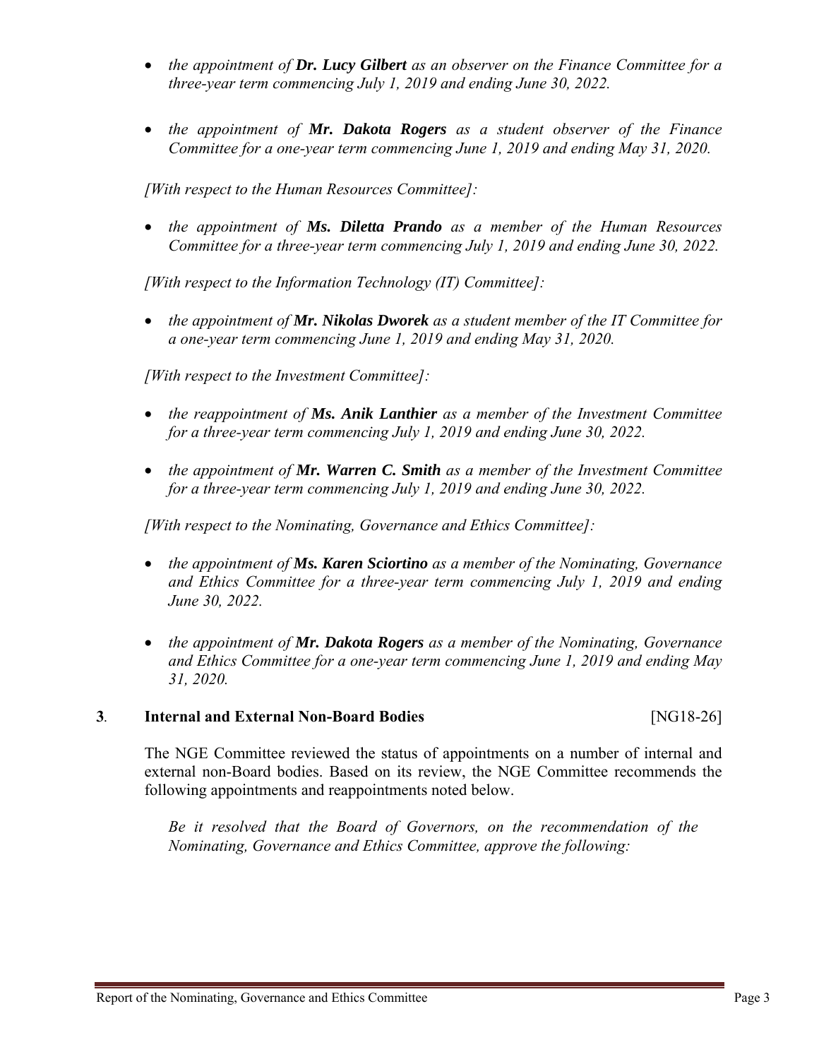- *the appointment of **Dr. Lucy Gilbert** as an observer on the Finance Committee for a three-year term commencing July 1, 2019 and ending June 30, 2022.*

- *the appointment of **Mr. Dakota Rogers** as a student observer of the Finance Committee for a one-year term commencing June 1, 2019 and ending May 31, 2020.*

*[With respect to the Human Resources Committee]:*

- *the appointment of **Ms. Diletta Prando** as a member of the Human Resources Committee for a three-year term commencing July 1, 2019 and ending June 30, 2022.*

*[With respect to the Information Technology (IT) Committee]:*

- *the appointment of **Mr. Nikolas Dworek** as a student member of the IT Committee for a one-year term commencing June 1, 2019 and ending May 31, 2020.*

*[With respect to the Investment Committee]:*

- *the reappointment of **Ms. Anik Lanthier** as a member of the Investment Committee for a three-year term commencing July 1, 2019 and ending June 30, 2022.*

- *the appointment of **Mr. Warren C. Smith** as a member of the Investment Committee for a three-year term commencing July 1, 2019 and ending June 30, 2022.*

*[With respect to the Nominating, Governance and Ethics Committee]:*

- *the appointment of **Ms. Karen Sciortino** as a member of the Nominating, Governance and Ethics Committee for a three-year term commencing July 1, 2019 and ending June 30, 2022.*

- *the appointment of **Mr. Dakota Rogers** as a member of the Nominating, Governance and Ethics Committee for a one-year term commencing June 1, 2019 and ending May 31, 2020.*

**3. Internal and External Non-Board Bodies** [NG18-26]

The NGE Committee reviewed the status of appointments on a number of internal and external non-Board bodies. Based on its review, the NGE Committee recommends the following appointments and reappointments noted below.

*Be it resolved that the Board of Governors, on the recommendation of the Nominating, Governance and Ethics Committee, approve the following:*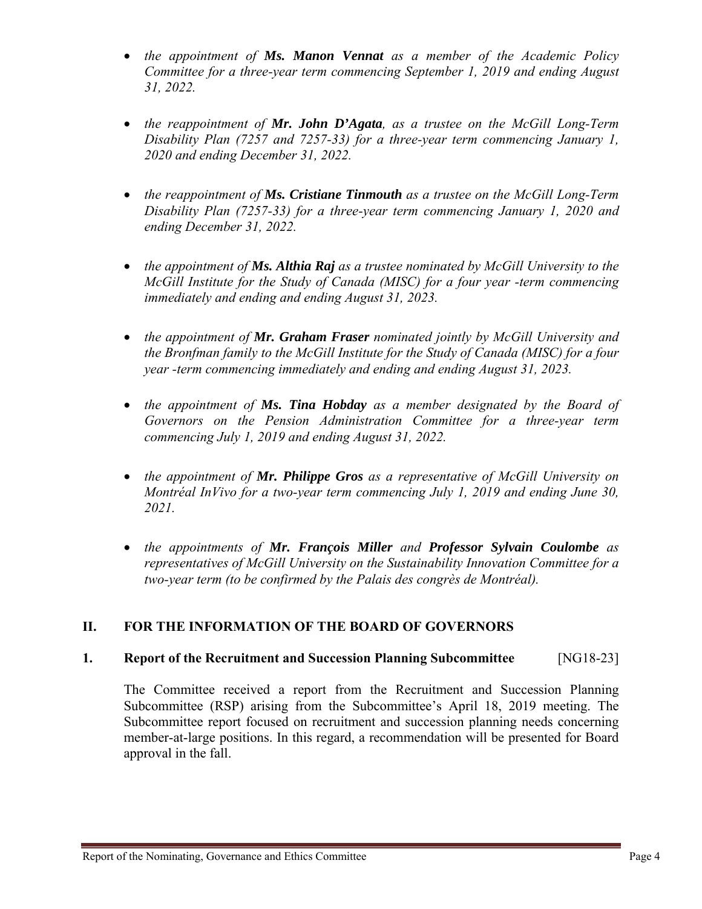- *the appointment of* ***Ms. Manon Vennat*** *as a member of the Academic Policy Committee for a three-year term commencing September 1, 2019 and ending August 31, 2022.*

- *the reappointment of* ***Mr. John D'Agata****, as a trustee on the McGill Long-Term Disability Plan (7257 and 7257-33) for a three-year term commencing January 1, 2020 and ending December 31, 2022.*

- *the reappointment of* ***Ms. Cristiane Tinmouth*** *as a trustee on the McGill Long-Term Disability Plan (7257-33) for a three-year term commencing January 1, 2020 and ending December 31, 2022.*

- *the appointment of* ***Ms. Althia Raj*** *as a trustee nominated by McGill University to the McGill Institute for the Study of Canada (MISC) for a four year -term commencing immediately and ending and ending August 31, 2023.*

- *the appointment of* ***Mr. Graham Fraser*** *nominated jointly by McGill University and the Bronfman family to the McGill Institute for the Study of Canada (MISC) for a four year -term commencing immediately and ending and ending August 31, 2023.*

- *the appointment of* ***Ms. Tina Hobday*** *as a member designated by the Board of Governors on the Pension Administration Committee for a three-year term commencing July 1, 2019 and ending August 31, 2022.*

- *the appointment of* ***Mr. Philippe Gros*** *as a representative of McGill University on Montréal InVivo for a two-year term commencing July 1, 2019 and ending June 30, 2021.*

- *the appointments of* ***Mr. François Miller*** *and* ***Professor Sylvain Coulombe*** *as representatives of McGill University on the Sustainability Innovation Committee for a two-year term (to be confirmed by the Palais des congrès de Montréal).*

## II. FOR THE INFORMATION OF THE BOARD OF GOVERNORS

### 1. Report of the Recruitment and Succession Planning Subcommittee [NG18-23]

The Committee received a report from the Recruitment and Succession Planning Subcommittee (RSP) arising from the Subcommittee's April 18, 2019 meeting. The Subcommittee report focused on recruitment and succession planning needs concerning member-at-large positions. In this regard, a recommendation will be presented for Board approval in the fall.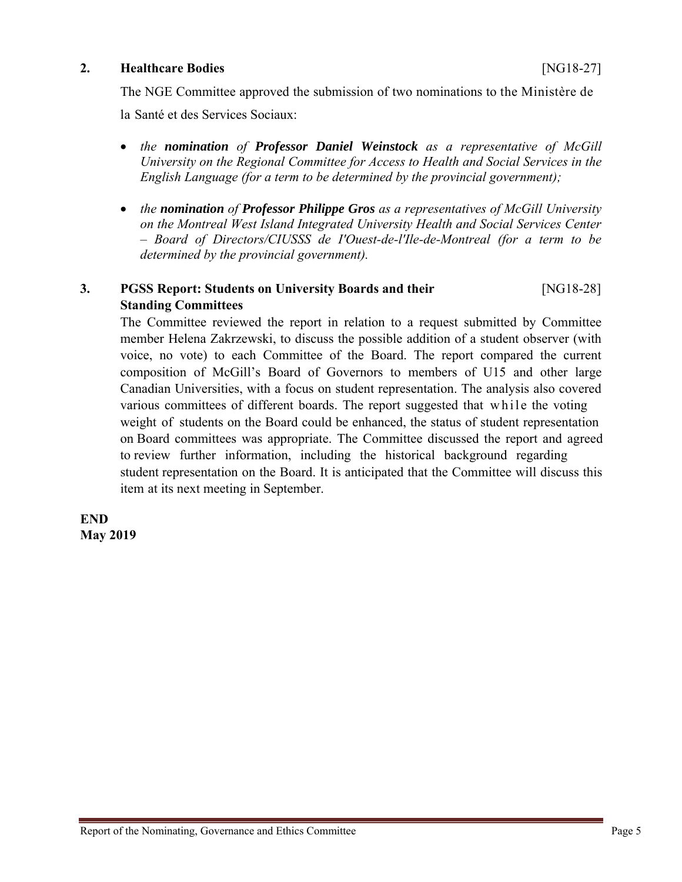## 2. Healthcare Bodies [NG18-27]

The NGE Committee approved the submission of two nominations to the Ministère de la Santé et des Services Sociaux:

- *the **nomination** of **Professor Daniel Weinstock** as a representative of McGill University on the Regional Committee for Access to Health and Social Services in the English Language (for a term to be determined by the provincial government);*
- *the **nomination** of **Professor Philippe Gros** as a representatives of McGill University on the Montreal West Island Integrated University Health and Social Services Center – Board of Directors/CIUSSS de I'Ouest-de-l'Ile-de-Montreal (for a term to be determined by the provincial government).*

## 3. PGSS Report: Students on University Boards and their Standing Committees [NG18-28]

The Committee reviewed the report in relation to a request submitted by Committee member Helena Zakrzewski, to discuss the possible addition of a student observer (with voice, no vote) to each Committee of the Board. The report compared the current composition of McGill's Board of Governors to members of U15 and other large Canadian Universities, with a focus on student representation. The analysis also covered various committees of different boards. The report suggested that while the voting weight of students on the Board could be enhanced, the status of student representation on Board committees was appropriate. The Committee discussed the report and agreed to review further information, including the historical background regarding student representation on the Board. It is anticipated that the Committee will discuss this item at its next meeting in September.

**END**
**May 2019**